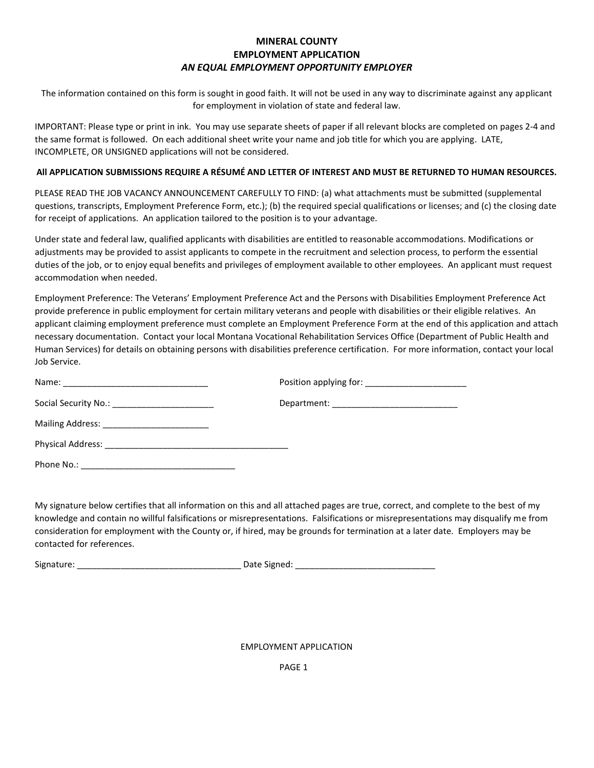**MINERAL COUNTY**
**EMPLOYMENT APPLICATION**
***AN EQUAL EMPLOYMENT OPPORTUNITY EMPLOYER***

The information contained on this form is sought in good faith. It will not be used in any way to discriminate against any applicant for employment in violation of state and federal law.

IMPORTANT: Please type or print in ink. You may use separate sheets of paper if all relevant blocks are completed on pages 2-4 and the same format is followed. On each additional sheet write your name and job title for which you are applying. LATE, INCOMPLETE, OR UNSIGNED applications will not be considered.

**All APPLICATION SUBMISSIONS REQUIRE A RÉSUMÉ AND LETTER OF INTEREST AND MUST BE RETURNED TO HUMAN RESOURCES.**

PLEASE READ THE JOB VACANCY ANNOUNCEMENT CAREFULLY TO FIND: (a) what attachments must be submitted (supplemental questions, transcripts, Employment Preference Form, etc.); (b) the required special qualifications or licenses; and (c) the closing date for receipt of applications. An application tailored to the position is to your advantage.

Under state and federal law, qualified applicants with disabilities are entitled to reasonable accommodations. Modifications or adjustments may be provided to assist applicants to compete in the recruitment and selection process, to perform the essential duties of the job, or to enjoy equal benefits and privileges of employment available to other employees. An applicant must request accommodation when needed.

Employment Preference: The Veterans' Employment Preference Act and the Persons with Disabilities Employment Preference Act provide preference in public employment for certain military veterans and people with disabilities or their eligible relatives. An applicant claiming employment preference must complete an Employment Preference Form at the end of this application and attach necessary documentation. Contact your local Montana Vocational Rehabilitation Services Office (Department of Public Health and Human Services) for details on obtaining persons with disabilities preference certification. For more information, contact your local Job Service.

Name: ______________________________ Position applying for: _____________________

Social Security No.: _____________________ Department: __________________________

Mailing Address: ______________________

Physical Address: ______________________________________

Phone No.: ________________________________

My signature below certifies that all information on this and all attached pages are true, correct, and complete to the best of my knowledge and contain no willful falsifications or misrepresentations. Falsifications or misrepresentations may disqualify me from consideration for employment with the County or, if hired, may be grounds for termination at a later date. Employers may be contacted for references.

Signature: __________________________________ Date Signed: _____________________________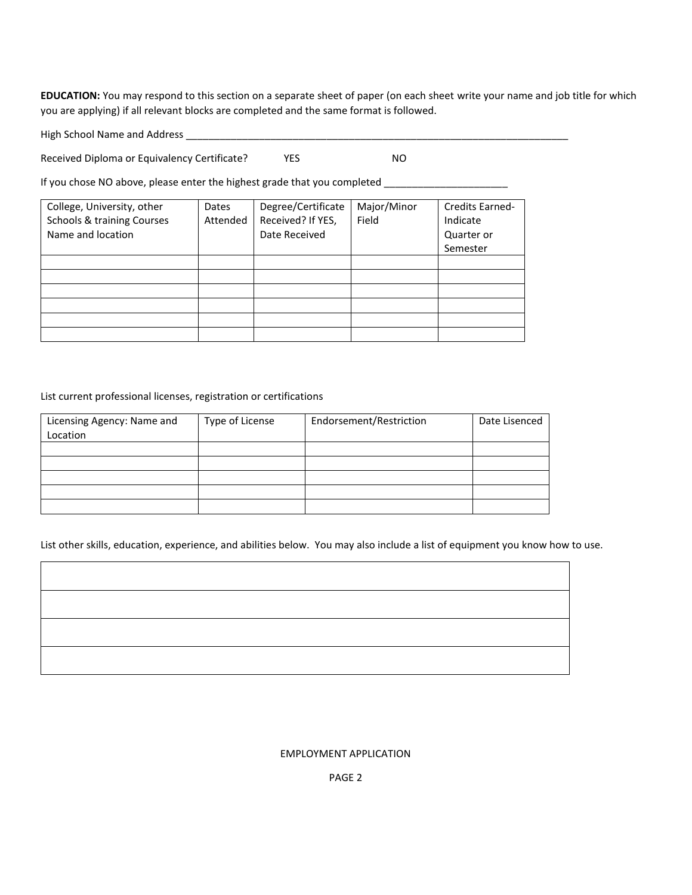**EDUCATION:** You may respond to this section on a separate sheet of paper (on each sheet write your name and job title for which you are applying) if all relevant blocks are completed and the same format is followed.

High School Name and Address ___________________________________________________________________________

Received Diploma or Equivalency Certificate? YES NO

If you chose NO above, please enter the highest grade that you completed ______________________

| College, University, other Schools & training Courses Name and location | Dates Attended | Degree/Certificate Received? If YES, Date Received | Major/Minor Field | Credits Earned- Indicate Quarter or Semester |
|---|---|---|---|---|
| | | | | |
| | | | | |
| | | | | |
| | | | | |
| | | | | |
| | | | | |

List current professional licenses, registration or certifications

| Licensing Agency: Name and Location | Type of License | Endorsement/Restriction | Date Lisenced |
|---|---|---|---|
| | | | |
| | | | |
| | | | |
| | | | |
| | | | |

List other skills, education, experience, and abilities below. You may also include a list of equipment you know how to use.

| |
|---|
| |
| |
| |
| |

EMPLOYMENT APPLICATION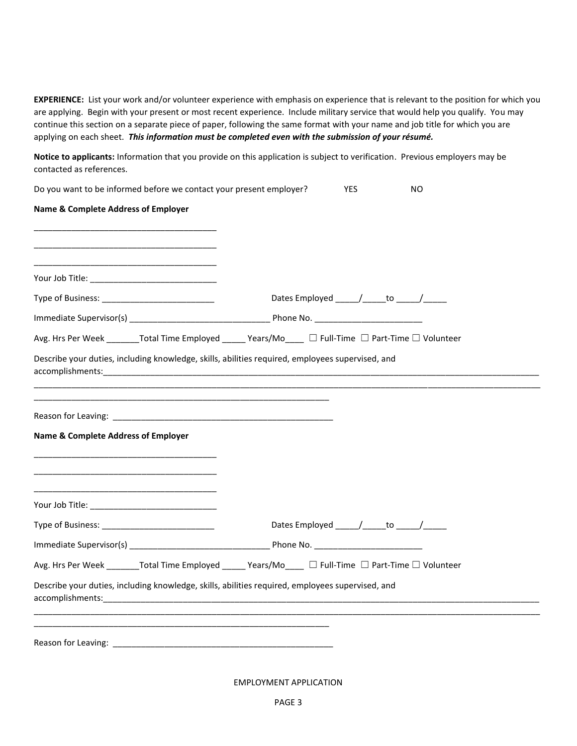**EXPERIENCE:** List your work and/or volunteer experience with emphasis on experience that is relevant to the position for which you are applying. Begin with your present or most recent experience. Include military service that would help you qualify. You may continue this section on a separate piece of paper, following the same format with your name and job title for which you are applying on each sheet. ***This information must be completed even with the submission of your résumé.***

**Notice to applicants:** Information that you provide on this application is subject to verification. Previous employers may be contacted as references.

Do you want to be informed before we contact your present employer? YES NO

**Name & Complete Address of Employer**

________________________________________

________________________________________

________________________________________

Your Job Title: ____________________________

Type of Business: _________________________ Dates Employed _____/_____to _____/_____

Immediate Supervisor(s) _______________________________ Phone No. ________________________

Avg. Hrs Per Week _______Total Time Employed _____ Years/Mo____ ☐ Full-Time ☐ Part-Time ☐ Volunteer

Describe your duties, including knowledge, skills, abilities required, employees supervised, and accomplishments:_______________________________________________________________________________

_____________________________________________________________________________________________

_________________________________________________________________

Reason for Leaving: _________________________________________________

**Name & Complete Address of Employer**

________________________________________

________________________________________

________________________________________

Your Job Title: ____________________________

Type of Business: _________________________ Dates Employed _____/_____to _____/_____

Immediate Supervisor(s) _______________________________ Phone No. ________________________

Avg. Hrs Per Week _______Total Time Employed _____ Years/Mo____ ☐ Full-Time ☐ Part-Time ☐ Volunteer

Describe your duties, including knowledge, skills, abilities required, employees supervised, and accomplishments:_______________________________________________________________________________

_____________________________________________________________________________________________

_________________________________________________________________

Reason for Leaving: _________________________________________________

EMPLOYMENT APPLICATION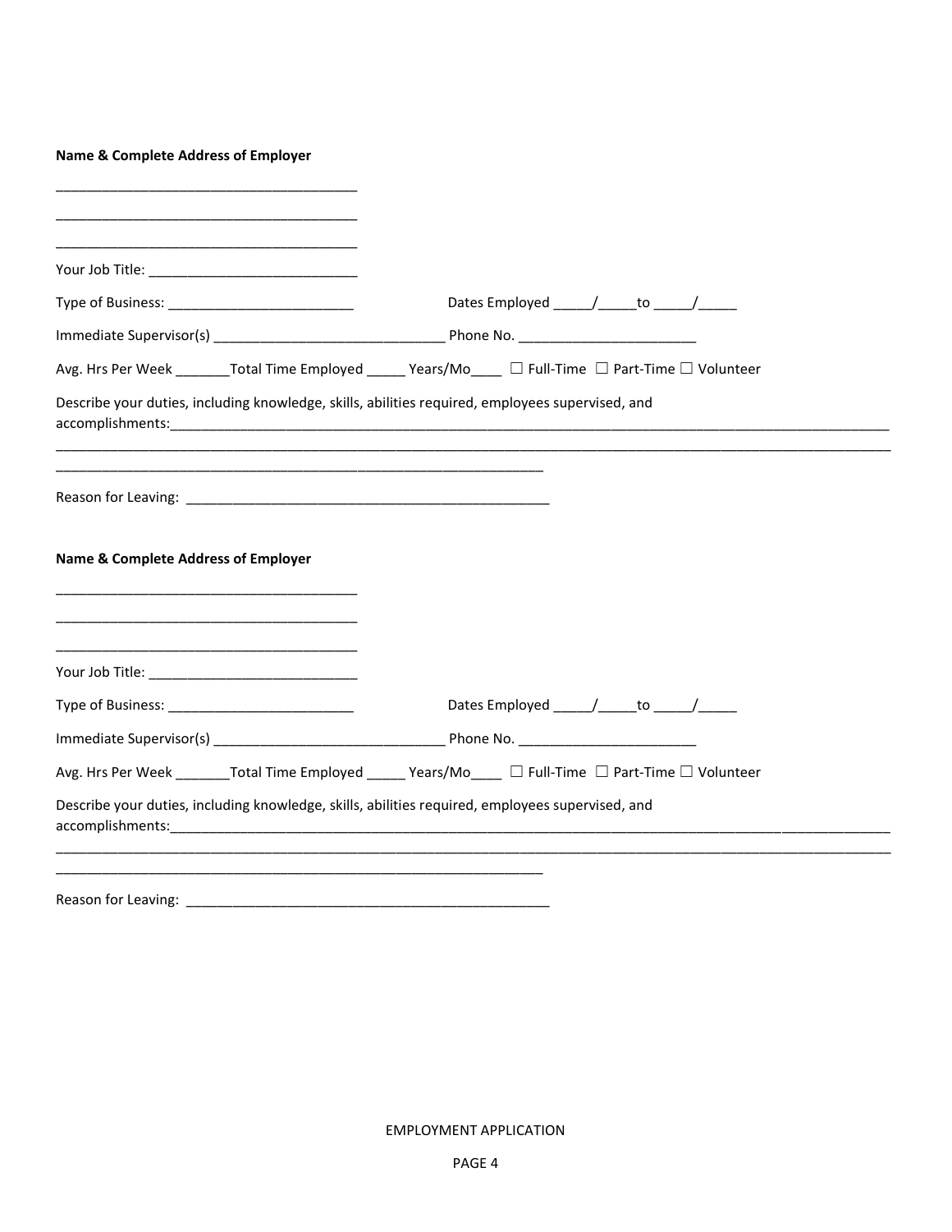**Name & Complete Address of Employer**

\_\_\_\_\_\_\_\_\_\_\_\_\_\_\_\_\_\_\_\_\_\_\_\_\_\_\_\_\_\_\_\_\_\_\_\_\_\_\_\_

\_\_\_\_\_\_\_\_\_\_\_\_\_\_\_\_\_\_\_\_\_\_\_\_\_\_\_\_\_\_\_\_\_\_\_\_\_\_\_\_

\_\_\_\_\_\_\_\_\_\_\_\_\_\_\_\_\_\_\_\_\_\_\_\_\_\_\_\_\_\_\_\_\_\_\_\_\_\_\_\_

Your Job Title: \_\_\_\_\_\_\_\_\_\_\_\_\_\_\_\_\_\_\_\_\_\_\_\_\_\_\_\_

Type of Business: \_\_\_\_\_\_\_\_\_\_\_\_\_\_\_\_\_\_\_\_\_\_\_\_\_ Dates Employed \_\_\_\_\_/\_\_\_\_\_to \_\_\_\_\_/\_\_\_\_\_

Immediate Supervisor(s) \_\_\_\_\_\_\_\_\_\_\_\_\_\_\_\_\_\_\_\_\_\_\_\_\_\_\_\_\_\_\_ Phone No. \_\_\_\_\_\_\_\_\_\_\_\_\_\_\_\_\_\_\_\_\_\_\_\_

Avg. Hrs Per Week \_\_\_\_\_\_\_Total Time Employed \_\_\_\_\_ Years/Mo\_\_\_\_ ☐ Full-Time ☐ Part-Time ☐ Volunteer

Describe your duties, including knowledge, skills, abilities required, employees supervised, and accomplishments:\_\_\_\_\_\_\_\_\_\_\_\_\_\_\_\_\_\_\_\_\_\_\_\_\_\_\_\_\_\_\_\_\_\_\_\_\_\_\_\_\_\_\_\_\_\_\_\_\_\_\_\_\_\_\_\_\_\_\_\_\_\_\_\_\_\_\_\_\_\_\_\_\_\_\_\_\_\_\_\_

\_\_\_\_\_\_\_\_\_\_\_\_\_\_\_\_\_\_\_\_\_\_\_\_\_\_\_\_\_\_\_\_\_\_\_\_\_\_\_\_\_\_\_\_\_\_\_\_\_\_\_\_\_\_\_\_\_\_\_\_\_\_\_\_\_\_\_\_\_\_\_\_\_\_\_\_\_\_\_\_\_\_\_\_\_\_\_\_\_\_\_\_\_\_

\_\_\_\_\_\_\_\_\_\_\_\_\_\_\_\_\_\_\_\_\_\_\_\_\_\_\_\_\_\_\_\_\_\_\_\_\_\_\_\_\_\_\_\_\_\_\_\_\_\_\_\_\_\_\_\_\_\_\_\_\_\_

Reason for Leaving: \_\_\_\_\_\_\_\_\_\_\_\_\_\_\_\_\_\_\_\_\_\_\_\_\_\_\_\_\_\_\_\_\_\_\_\_\_\_\_\_\_\_\_\_\_\_\_\_\_

**Name & Complete Address of Employer**

\_\_\_\_\_\_\_\_\_\_\_\_\_\_\_\_\_\_\_\_\_\_\_\_\_\_\_\_\_\_\_\_\_\_\_\_\_\_\_\_

\_\_\_\_\_\_\_\_\_\_\_\_\_\_\_\_\_\_\_\_\_\_\_\_\_\_\_\_\_\_\_\_\_\_\_\_\_\_\_\_

\_\_\_\_\_\_\_\_\_\_\_\_\_\_\_\_\_\_\_\_\_\_\_\_\_\_\_\_\_\_\_\_\_\_\_\_\_\_\_\_

Your Job Title: \_\_\_\_\_\_\_\_\_\_\_\_\_\_\_\_\_\_\_\_\_\_\_\_\_\_\_\_

Type of Business: \_\_\_\_\_\_\_\_\_\_\_\_\_\_\_\_\_\_\_\_\_\_\_\_\_ Dates Employed \_\_\_\_\_/\_\_\_\_\_to \_\_\_\_\_/\_\_\_\_\_

Immediate Supervisor(s) \_\_\_\_\_\_\_\_\_\_\_\_\_\_\_\_\_\_\_\_\_\_\_\_\_\_\_\_\_\_\_ Phone No. \_\_\_\_\_\_\_\_\_\_\_\_\_\_\_\_\_\_\_\_\_\_\_\_

Avg. Hrs Per Week \_\_\_\_\_\_\_Total Time Employed \_\_\_\_\_ Years/Mo\_\_\_\_ ☐ Full-Time ☐ Part-Time ☐ Volunteer

Describe your duties, including knowledge, skills, abilities required, employees supervised, and accomplishments:\_\_\_\_\_\_\_\_\_\_\_\_\_\_\_\_\_\_\_\_\_\_\_\_\_\_\_\_\_\_\_\_\_\_\_\_\_\_\_\_\_\_\_\_\_\_\_\_\_\_\_\_\_\_\_\_\_\_\_\_\_\_\_\_\_\_\_\_\_\_\_\_\_\_\_\_\_\_\_\_

\_\_\_\_\_\_\_\_\_\_\_\_\_\_\_\_\_\_\_\_\_\_\_\_\_\_\_\_\_\_\_\_\_\_\_\_\_\_\_\_\_\_\_\_\_\_\_\_\_\_\_\_\_\_\_\_\_\_\_\_\_\_\_\_\_\_\_\_\_\_\_\_\_\_\_\_\_\_\_\_\_\_\_\_\_\_\_\_\_\_\_\_\_\_

\_\_\_\_\_\_\_\_\_\_\_\_\_\_\_\_\_\_\_\_\_\_\_\_\_\_\_\_\_\_\_\_\_\_\_\_\_\_\_\_\_\_\_\_\_\_\_\_\_\_\_\_\_\_\_\_\_\_\_\_\_\_

Reason for Leaving: \_\_\_\_\_\_\_\_\_\_\_\_\_\_\_\_\_\_\_\_\_\_\_\_\_\_\_\_\_\_\_\_\_\_\_\_\_\_\_\_\_\_\_\_\_\_\_\_\_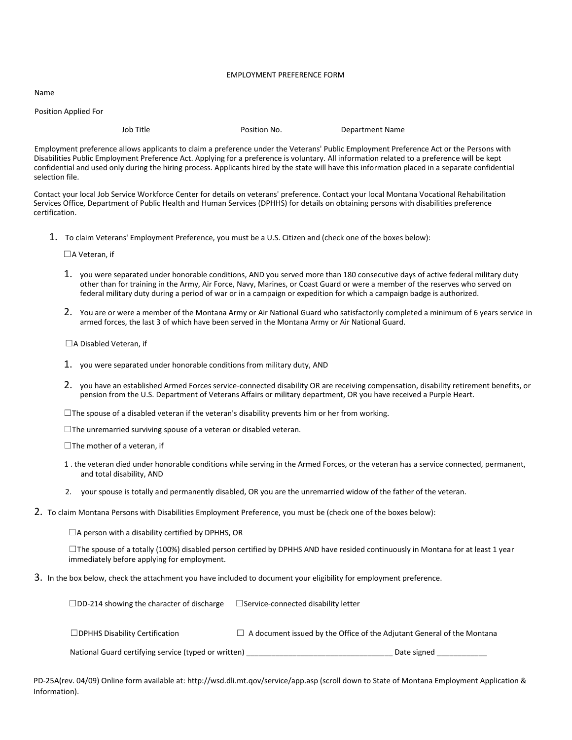# EMPLOYMENT PREFERENCE FORM

Name

Position Applied For

Job Title Position No. Department Name

Employment preference allows applicants to claim a preference under the Veterans' Public Employment Preference Act or the Persons with Disabilities Public Employment Preference Act. Applying for a preference is voluntary. All information related to a preference will be kept confidential and used only during the hiring process. Applicants hired by the state will have this information placed in a separate confidential selection file.

Contact your local Job Service Workforce Center for details on veterans' preference. Contact your local Montana Vocational Rehabilitation Services Office, Department of Public Health and Human Services (DPHHS) for details on obtaining persons with disabilities preference certification.

1. To claim Veterans' Employment Preference, you must be a U.S. Citizen and (check one of the boxes below):

   ☐A Veteran, if

   1. you were separated under honorable conditions, AND you served more than 180 consecutive days of active federal military duty other than for training in the Army, Air Force, Navy, Marines, or Coast Guard or were a member of the reserves who served on federal military duty during a period of war or in a campaign or expedition for which a campaign badge is authorized.
   2. You are or were a member of the Montana Army or Air National Guard who satisfactorily completed a minimum of 6 years service in armed forces, the last 3 of which have been served in the Montana Army or Air National Guard.

   ☐A Disabled Veteran, if

   1. you were separated under honorable conditions from military duty, AND
   2. you have an established Armed Forces service-connected disability OR are receiving compensation, disability retirement benefits, or pension from the U.S. Department of Veterans Affairs or military department, OR you have received a Purple Heart.

   ☐The spouse of a disabled veteran if the veteran's disability prevents him or her from working.

   ☐The unremarried surviving spouse of a veteran or disabled veteran.

   ☐The mother of a veteran, if

   1. the veteran died under honorable conditions while serving in the Armed Forces, or the veteran has a service connected, permanent, and total disability, AND
   2. your spouse is totally and permanently disabled, OR you are the unremarried widow of the father of the veteran.

2. To claim Montana Persons with Disabilities Employment Preference, you must be (check one of the boxes below):

   ☐A person with a disability certified by DPHHS, OR

   ☐The spouse of a totally (100%) disabled person certified by DPHHS AND have resided continuously in Montana for at least 1 year immediately before applying for employment.

3. In the box below, check the attachment you have included to document your eligibility for employment preference.

   ☐DD-214 showing the character of discharge ☐Service-connected disability letter

   ☐DPHHS Disability Certification ☐ A document issued by the Office of the Adjutant General of the Montana National Guard certifying service (typed or written) ___________________________________ Date signed ____________

PD-25A(rev. 04/09) Online form available at: http://wsd.dli.mt.gov/service/app.asp (scroll down to State of Montana Employment Application & Information).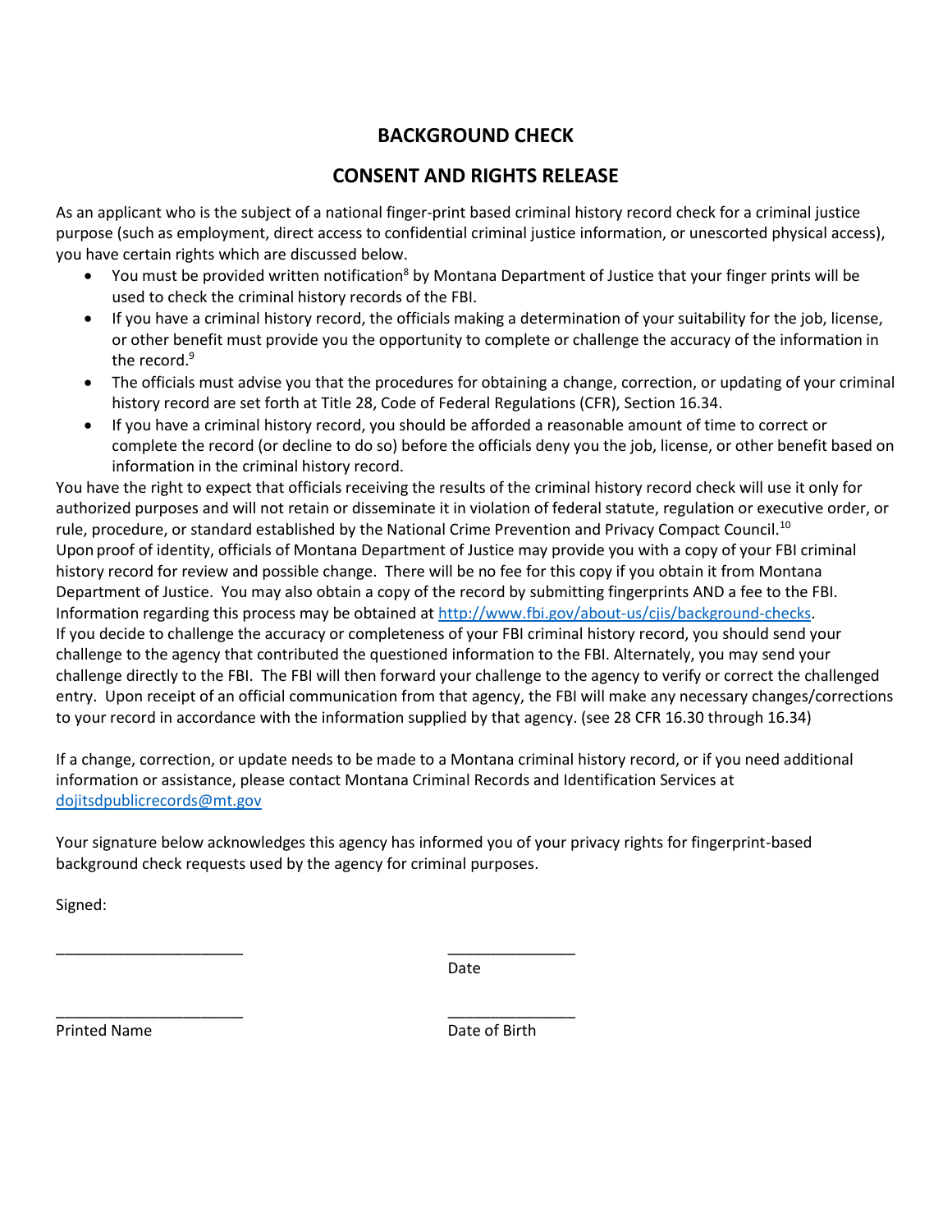## BACKGROUND CHECK

## CONSENT AND RIGHTS RELEASE

As an applicant who is the subject of a national finger-print based criminal history record check for a criminal justice purpose (such as employment, direct access to confidential criminal justice information, or unescorted physical access), you have certain rights which are discussed below.

- You must be provided written notification[8] by Montana Department of Justice that your finger prints will be used to check the criminal history records of the FBI.
- If you have a criminal history record, the officials making a determination of your suitability for the job, license, or other benefit must provide you the opportunity to complete or challenge the accuracy of the information in the record.[9]
- The officials must advise you that the procedures for obtaining a change, correction, or updating of your criminal history record are set forth at Title 28, Code of Federal Regulations (CFR), Section 16.34.
- If you have a criminal history record, you should be afforded a reasonable amount of time to correct or complete the record (or decline to do so) before the officials deny you the job, license, or other benefit based on information in the criminal history record.

You have the right to expect that officials receiving the results of the criminal history record check will use it only for authorized purposes and will not retain or disseminate it in violation of federal statute, regulation or executive order, or rule, procedure, or standard established by the National Crime Prevention and Privacy Compact Council.[10]

Upon proof of identity, officials of Montana Department of Justice may provide you with a copy of your FBI criminal history record for review and possible change. There will be no fee for this copy if you obtain it from Montana Department of Justice. You may also obtain a copy of the record by submitting fingerprints AND a fee to the FBI. Information regarding this process may be obtained at [http://www.fbi.gov/about-us/cjis/background-checks](http://www.fbi.gov/about-us/cjis/background-checks).

If you decide to challenge the accuracy or completeness of your FBI criminal history record, you should send your challenge to the agency that contributed the questioned information to the FBI. Alternately, you may send your challenge directly to the FBI. The FBI will then forward your challenge to the agency to verify or correct the challenged entry. Upon receipt of an official communication from that agency, the FBI will make any necessary changes/corrections to your record in accordance with the information supplied by that agency. (see 28 CFR 16.30 through 16.34)

If a change, correction, or update needs to be made to a Montana criminal history record, or if you need additional information or assistance, please contact Montana Criminal Records and Identification Services at [dojitsdpublicrecords@mt.gov](mailto:dojitsdpublicrecords@mt.gov)

Your signature below acknowledges this agency has informed you of your privacy rights for fingerprint-based background check requests used by the agency for criminal purposes.

Signed:

______________________ &nbsp;&nbsp;&nbsp;&nbsp;&nbsp;&nbsp;&nbsp;&nbsp;&nbsp;&nbsp;&nbsp;&nbsp;&nbsp;&nbsp;&nbsp;&nbsp;&nbsp;&nbsp;&nbsp;&nbsp; _______________
&nbsp;&nbsp;&nbsp;&nbsp;&nbsp;&nbsp;&nbsp;&nbsp;&nbsp;&nbsp;&nbsp;&nbsp;&nbsp;&nbsp;&nbsp;&nbsp;&nbsp;&nbsp;&nbsp;&nbsp;&nbsp;&nbsp;&nbsp;&nbsp;&nbsp;&nbsp;&nbsp;&nbsp;&nbsp;&nbsp;&nbsp;&nbsp;&nbsp;&nbsp;&nbsp;&nbsp;&nbsp;&nbsp;&nbsp;&nbsp;&nbsp;&nbsp;&nbsp;&nbsp;&nbsp;&nbsp;&nbsp;&nbsp;&nbsp;&nbsp;&nbsp;&nbsp;&nbsp;&nbsp;&nbsp; Date

______________________ &nbsp;&nbsp;&nbsp;&nbsp;&nbsp;&nbsp;&nbsp;&nbsp;&nbsp;&nbsp;&nbsp;&nbsp;&nbsp;&nbsp;&nbsp;&nbsp;&nbsp;&nbsp;&nbsp;&nbsp; _______________
Printed Name &nbsp;&nbsp;&nbsp;&nbsp;&nbsp;&nbsp;&nbsp;&nbsp;&nbsp;&nbsp;&nbsp;&nbsp;&nbsp;&nbsp;&nbsp;&nbsp;&nbsp;&nbsp;&nbsp;&nbsp;&nbsp;&nbsp;&nbsp;&nbsp;&nbsp;&nbsp;&nbsp;&nbsp;&nbsp;&nbsp;&nbsp;&nbsp;&nbsp;&nbsp; Date of Birth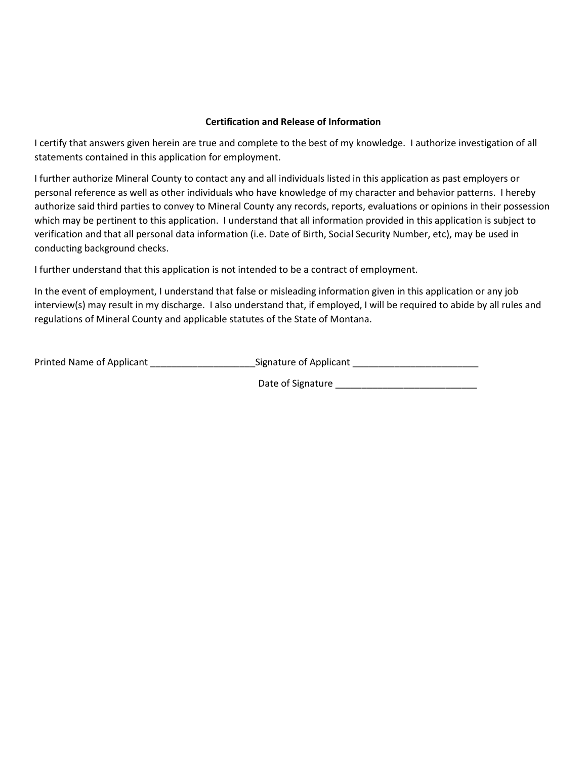**Certification and Release of Information**

I certify that answers given herein are true and complete to the best of my knowledge. I authorize investigation of all statements contained in this application for employment.

I further authorize Mineral County to contact any and all individuals listed in this application as past employers or personal reference as well as other individuals who have knowledge of my character and behavior patterns. I hereby authorize said third parties to convey to Mineral County any records, reports, evaluations or opinions in their possession which may be pertinent to this application. I understand that all information provided in this application is subject to verification and that all personal data information (i.e. Date of Birth, Social Security Number, etc), may be used in conducting background checks.

I further understand that this application is not intended to be a contract of employment.

In the event of employment, I understand that false or misleading information given in this application or any job interview(s) may result in my discharge. I also understand that, if employed, I will be required to abide by all rules and regulations of Mineral County and applicable statutes of the State of Montana.

Printed Name of Applicant ____________________Signature of Applicant ________________________

Date of Signature ___________________________